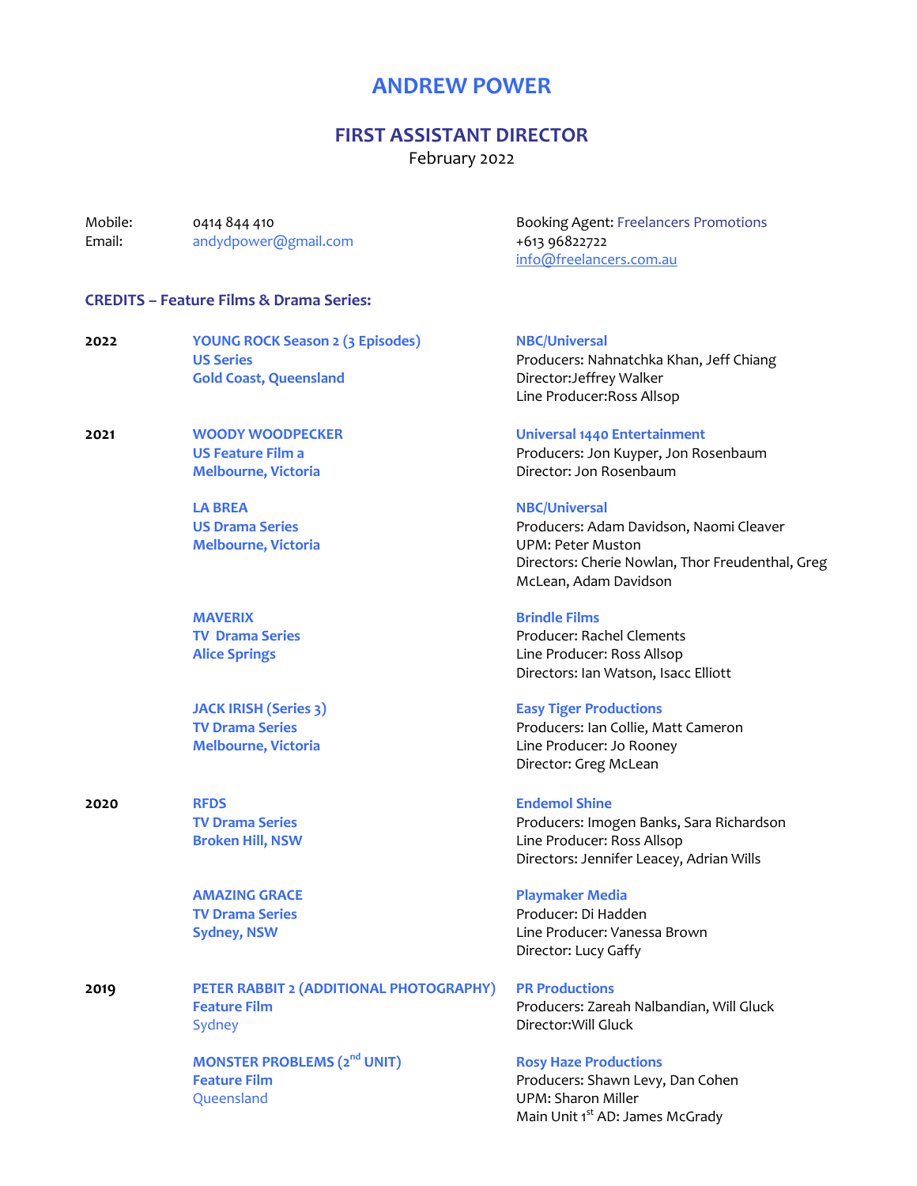# ANDREW POWER

## FIRST ASSISTANT DIRECTOR

February 2022

Mobile: 0414 844 410
Email: andydpower@gmail.com

Booking Agent: Freelancers Promotions
+613 96822722
info@freelancers.com.au

### CREDITS – Feature Films & Drama Series:

**2022**

**YOUNG ROCK Season 2 (3 Episodes)**
**US Series**
**Gold Coast, Queensland**

**NBC/Universal**
Producers: Nahnatchka Khan, Jeff Chiang
Director:Jeffrey Walker
Line Producer:Ross Allsop

**2021**

**WOODY WOODPECKER**
**US Feature Film a**
**Melbourne, Victoria**

**Universal 1440 Entertainment**
Producers: Jon Kuyper, Jon Rosenbaum
Director: Jon Rosenbaum

**LA BREA**
**US Drama Series**
**Melbourne, Victoria**

**NBC/Universal**
Producers: Adam Davidson, Naomi Cleaver
UPM: Peter Muston
Directors: Cherie Nowlan, Thor Freudenthal, Greg McLean, Adam Davidson

**MAVERIX**
**TV Drama Series**
**Alice Springs**

**Brindle Films**
Producer: Rachel Clements
Line Producer: Ross Allsop
Directors: Ian Watson, Isacc Elliott

**JACK IRISH (Series 3)**
**TV Drama Series**
**Melbourne, Victoria**

**Easy Tiger Productions**
Producers: Ian Collie, Matt Cameron
Line Producer: Jo Rooney
Director: Greg McLean

**2020**

**RFDS**
**TV Drama Series**
**Broken Hill, NSW**

**Endemol Shine**
Producers: Imogen Banks, Sara Richardson
Line Producer: Ross Allsop
Directors: Jennifer Leacey, Adrian Wills

**AMAZING GRACE**
**TV Drama Series**
**Sydney, NSW**

**Playmaker Media**
Producer: Di Hadden
Line Producer: Vanessa Brown
Director: Lucy Gaffy

**2019**

**PETER RABBIT 2 (ADDITIONAL PHOTOGRAPHY)**
**Feature Film**
Sydney

**PR Productions**
Producers: Zareah Nalbandian, Will Gluck
Director:Will Gluck

**MONSTER PROBLEMS (2nd UNIT)**
**Feature Film**
Queensland

**Rosy Haze Productions**
Producers: Shawn Levy, Dan Cohen
UPM: Sharon Miller
Main Unit 1st AD: James McGrady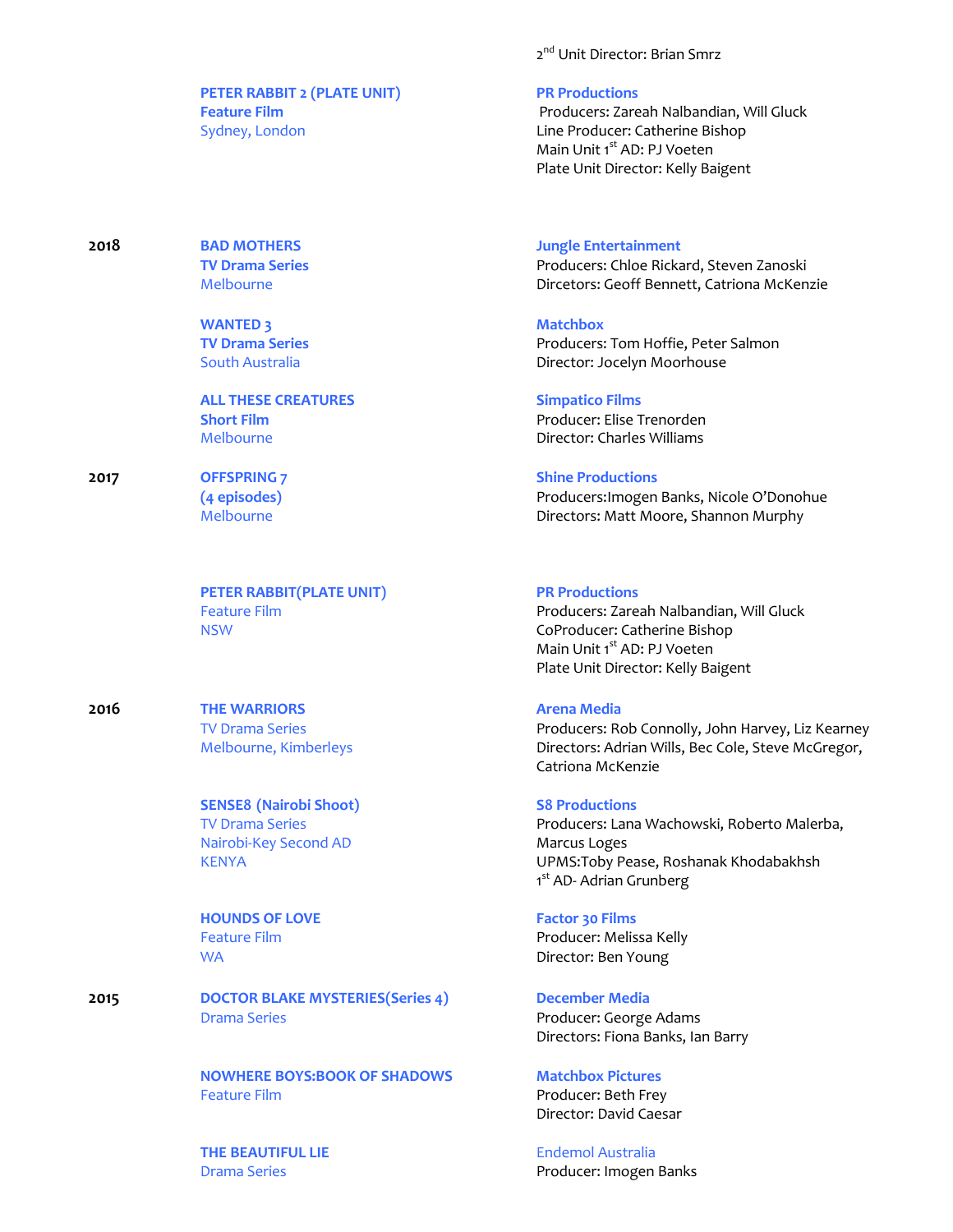2nd Unit Director: Brian Smrz

| Year | Production | Company / Credits |
|---|---|---|
| | **PETER RABBIT 2 (PLATE UNIT)**<br>**Feature Film**<br>Sydney, London | **PR Productions**<br>Producers: Zareah Nalbandian, Will Gluck<br>Line Producer: Catherine Bishop<br>Main Unit 1st AD: PJ Voeten<br>Plate Unit Director: Kelly Baigent |
| **2018** | **BAD MOTHERS**<br>**TV Drama Series**<br>Melbourne | **Jungle Entertainment**<br>Producers: Chloe Rickard, Steven Zanoski<br>Dircetors: Geoff Bennett, Catriona McKenzie |
| | **WANTED 3**<br>**TV Drama Series**<br>South Australia | **Matchbox**<br>Producers: Tom Hoffie, Peter Salmon<br>Director: Jocelyn Moorhouse |
| | **ALL THESE CREATURES**<br>**Short Film**<br>Melbourne | **Simpatico Films**<br>Producer: Elise Trenorden<br>Director: Charles Williams |
| **2017** | **OFFSPRING 7**<br>**(4 episodes)**<br>Melbourne | **Shine Productions**<br>Producers:Imogen Banks, Nicole O'Donohue<br>Directors: Matt Moore, Shannon Murphy |
| | **PETER RABBIT(PLATE UNIT)**<br>Feature Film<br>NSW | **PR Productions**<br>Producers: Zareah Nalbandian, Will Gluck<br>CoProducer: Catherine Bishop<br>Main Unit 1st AD: PJ Voeten<br>Plate Unit Director: Kelly Baigent |
| **2016** | **THE WARRIORS**<br>TV Drama Series<br>Melbourne, Kimberleys | **Arena Media**<br>Producers: Rob Connolly, John Harvey, Liz Kearney<br>Directors: Adrian Wills, Bec Cole, Steve McGregor, Catriona McKenzie |
| | **SENSE8 (Nairobi Shoot)**<br>TV Drama Series<br>Nairobi-Key Second AD<br>KENYA | **S8 Productions**<br>Producers: Lana Wachowski, Roberto Malerba, Marcus Loges<br>UPMS:Toby Pease, Roshanak Khodabakhsh<br>1st AD- Adrian Grunberg |
| | **HOUNDS OF LOVE**<br>Feature Film<br>WA | **Factor 30 Films**<br>Producer: Melissa Kelly<br>Director: Ben Young |
| **2015** | **DOCTOR BLAKE MYSTERIES(Series 4)**<br>Drama Series | **December Media**<br>Producer: George Adams<br>Directors: Fiona Banks, Ian Barry |
| | **NOWHERE BOYS:BOOK OF SHADOWS**<br>Feature Film | **Matchbox Pictures**<br>Producer: Beth Frey<br>Director: David Caesar |
| | **THE BEAUTIFUL LIE**<br>Drama Series | Endemol Australia<br>Producer: Imogen Banks |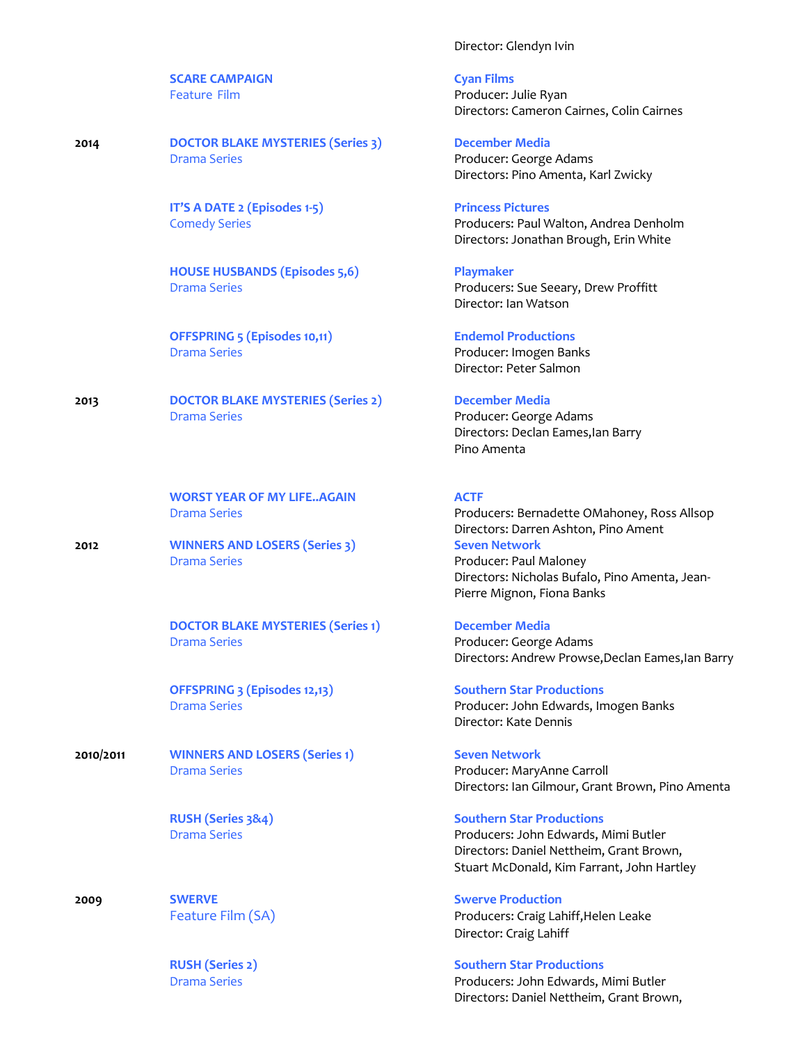| | | |
|---|---|---|
| | | Director: Glendyn Ivin |
| | **SCARE CAMPAIGN**<br>Feature Film | **Cyan Films**<br>Producer: Julie Ryan<br>Directors: Cameron Cairnes, Colin Cairnes |
| **2014** | **DOCTOR BLAKE MYSTERIES (Series 3)**<br>Drama Series | **December Media**<br>Producer: George Adams<br>Directors: Pino Amenta, Karl Zwicky |
| | **IT'S A DATE 2 (Episodes 1-5)**<br>Comedy Series | **Princess Pictures**<br>Producers: Paul Walton, Andrea Denholm<br>Directors: Jonathan Brough, Erin White |
| | **HOUSE HUSBANDS (Episodes 5,6)**<br>Drama Series | **Playmaker**<br>Producers: Sue Seeary, Drew Proffitt<br>Director: Ian Watson |
| | **OFFSPRING 5 (Episodes 10,11)**<br>Drama Series | **Endemol Productions**<br>Producer: Imogen Banks<br>Director: Peter Salmon |
| **2013** | **DOCTOR BLAKE MYSTERIES (Series 2)**<br>Drama Series | **December Media**<br>Producer: George Adams<br>Directors: Declan Eames,Ian Barry<br>Pino Amenta |
| | **WORST YEAR OF MY LIFE..AGAIN**<br>Drama Series | **ACTF**<br>Producers: Bernadette OMahoney, Ross Allsop<br>Directors: Darren Ashton, Pino Ament |
| **2012** | **WINNERS AND LOSERS (Series 3)**<br>Drama Series | **Seven Network**<br>Producer: Paul Maloney<br>Directors: Nicholas Bufalo, Pino Amenta, Jean-Pierre Mignon, Fiona Banks |
| | **DOCTOR BLAKE MYSTERIES (Series 1)**<br>Drama Series | **December Media**<br>Producer: George Adams<br>Directors: Andrew Prowse,Declan Eames,Ian Barry |
| | **OFFSPRING 3 (Episodes 12,13)**<br>Drama Series | **Southern Star Productions**<br>Producer: John Edwards, Imogen Banks<br>Director: Kate Dennis |
| **2010/2011** | **WINNERS AND LOSERS (Series 1)**<br>Drama Series | **Seven Network**<br>Producer: MaryAnne Carroll<br>Directors: Ian Gilmour, Grant Brown, Pino Amenta |
| | **RUSH (Series 3&4)**<br>Drama Series | **Southern Star Productions**<br>Producers: John Edwards, Mimi Butler<br>Directors: Daniel Nettheim, Grant Brown, Stuart McDonald, Kim Farrant, John Hartley |
| **2009** | **SWERVE**<br>Feature Film (SA) | **Swerve Production**<br>Producers: Craig Lahiff,Helen Leake<br>Director: Craig Lahiff |
| | **RUSH (Series 2)**<br>Drama Series | **Southern Star Productions**<br>Producers: John Edwards, Mimi Butler<br>Directors: Daniel Nettheim, Grant Brown, |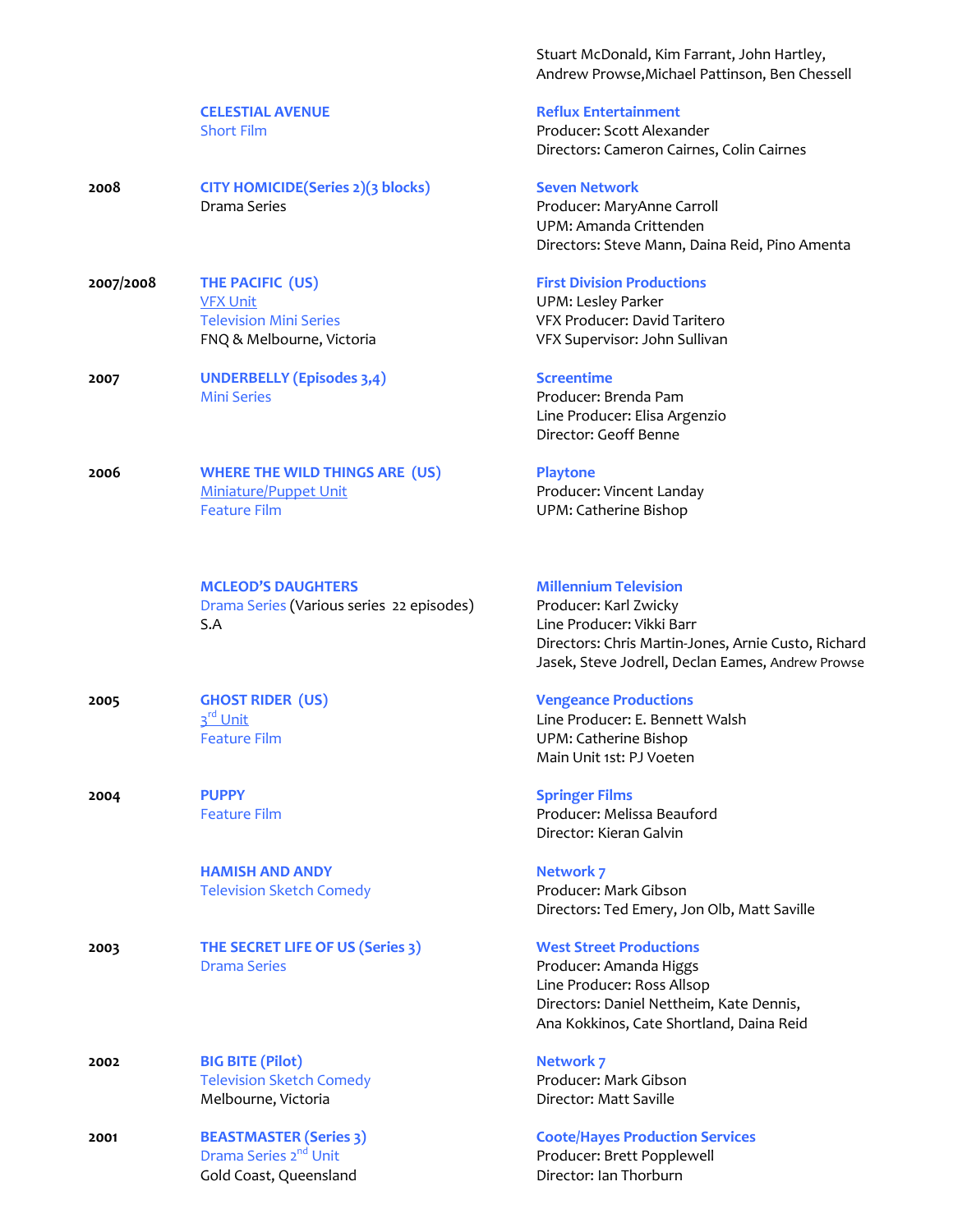| | | |
|---|---|---|
| | | Stuart McDonald, Kim Farrant, John Hartley, Andrew Prowse,Michael Pattinson, Ben Chessell |
| | **CELESTIAL AVENUE**<br>Short Film | **Reflux Entertainment**<br>Producer: Scott Alexander<br>Directors: Cameron Cairnes, Colin Cairnes |
| **2008** | **CITY HOMICIDE(Series 2)(3 blocks)**<br>Drama Series | **Seven Network**<br>Producer: MaryAnne Carroll<br>UPM: Amanda Crittenden<br>Directors: Steve Mann, Daina Reid, Pino Amenta |
| **2007/2008** | **THE PACIFIC (US)**<br>VFX Unit<br>Television Mini Series<br>FNQ & Melbourne, Victoria | **First Division Productions**<br>UPM: Lesley Parker<br>VFX Producer: David Taritero<br>VFX Supervisor: John Sullivan |
| **2007** | **UNDERBELLY (Episodes 3,4)**<br>Mini Series | **Screentime**<br>Producer: Brenda Pam<br>Line Producer: Elisa Argenzio<br>Director: Geoff Benne |
| **2006** | **WHERE THE WILD THINGS ARE (US)**<br>Miniature/Puppet Unit<br>Feature Film | **Playtone**<br>Producer: Vincent Landay<br>UPM: Catherine Bishop |
| | **MCLEOD'S DAUGHTERS**<br>Drama Series (Various series 22 episodes)<br>S.A | **Millennium Television**<br>Producer: Karl Zwicky<br>Line Producer: Vikki Barr<br>Directors: Chris Martin-Jones, Arnie Custo, Richard Jasek, Steve Jodrell, Declan Eames, Andrew Prowse |
| **2005** | **GHOST RIDER (US)**<br>3rd Unit<br>Feature Film | **Vengeance Productions**<br>Line Producer: E. Bennett Walsh<br>UPM: Catherine Bishop<br>Main Unit 1st: PJ Voeten |
| **2004** | **PUPPY**<br>Feature Film | **Springer Films**<br>Producer: Melissa Beauford<br>Director: Kieran Galvin |
| | **HAMISH AND ANDY**<br>Television Sketch Comedy | **Network 7**<br>Producer: Mark Gibson<br>Directors: Ted Emery, Jon Olb, Matt Saville |
| **2003** | **THE SECRET LIFE OF US (Series 3)**<br>Drama Series | **West Street Productions**<br>Producer: Amanda Higgs<br>Line Producer: Ross Allsop<br>Directors: Daniel Nettheim, Kate Dennis, Ana Kokkinos, Cate Shortland, Daina Reid |
| **2002** | **BIG BITE (Pilot)**<br>Television Sketch Comedy<br>Melbourne, Victoria | **Network 7**<br>Producer: Mark Gibson<br>Director: Matt Saville |
| **2001** | **BEASTMASTER (Series 3)**<br>Drama Series 2nd Unit<br>Gold Coast, Queensland | **Coote/Hayes Production Services**<br>Producer: Brett Popplewell<br>Director: Ian Thorburn |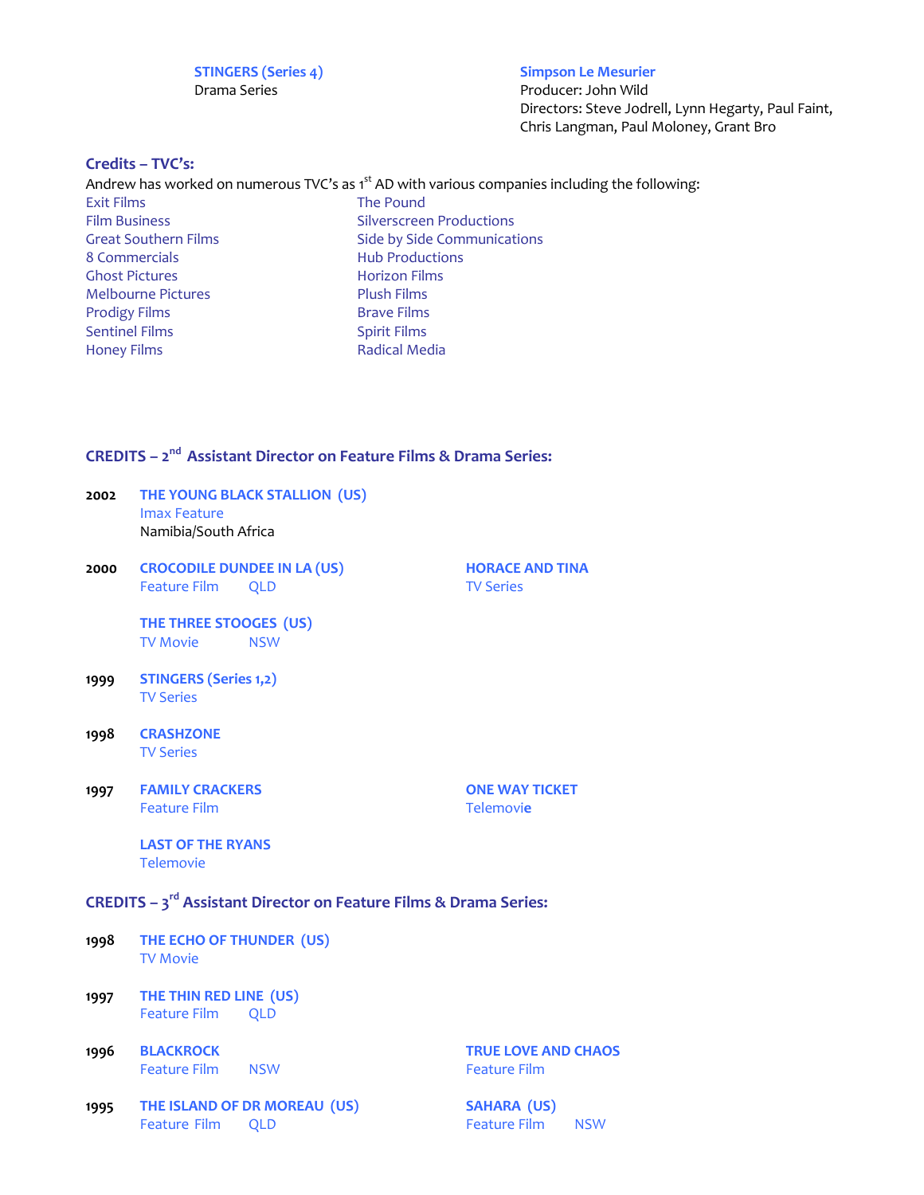**STINGERS (Series 4)**
Drama Series

**Simpson Le Mesurier**
Producer: John Wild
Directors: Steve Jodrell, Lynn Hegarty, Paul Faint, Chris Langman, Paul Moloney, Grant Bro

## Credits – TVC's:

Andrew has worked on numerous TVC's as 1st AD with various companies including the following:

- Exit Films
- Film Business
- Great Southern Films
- 8 Commercials
- Ghost Pictures
- Melbourne Pictures
- Prodigy Films
- Sentinel Films
- Honey Films
- The Pound
- Silverscreen Productions
- Side by Side Communications
- Hub Productions
- Horizon Films
- Plush Films
- Brave Films
- Spirit Films
- Radical Media

## CREDITS – 2nd Assistant Director on Feature Films & Drama Series:

**2002** **THE YOUNG BLACK STALLION (US)**
Imax Feature
Namibia/South Africa

**2000** **CROCODILE DUNDEE IN LA (US)**
Feature Film QLD

**HORACE AND TINA**
TV Series

**THE THREE STOOGES (US)**
TV Movie NSW

**1999** **STINGERS (Series 1,2)**
TV Series

**1998** **CRASHZONE**
TV Series

**1997** **FAMILY CRACKERS**
Feature Film

**ONE WAY TICKET**
Telemovie

**LAST OF THE RYANS**
Telemovie

## CREDITS – 3rd Assistant Director on Feature Films & Drama Series:

**1998** **THE ECHO OF THUNDER (US)**
TV Movie

**1997** **THE THIN RED LINE (US)**
Feature Film QLD

**1996** **BLACKROCK**
Feature Film NSW

**TRUE LOVE AND CHAOS**
Feature Film

**1995** **THE ISLAND OF DR MOREAU (US)**
Feature Film QLD

**SAHARA (US)**
Feature Film NSW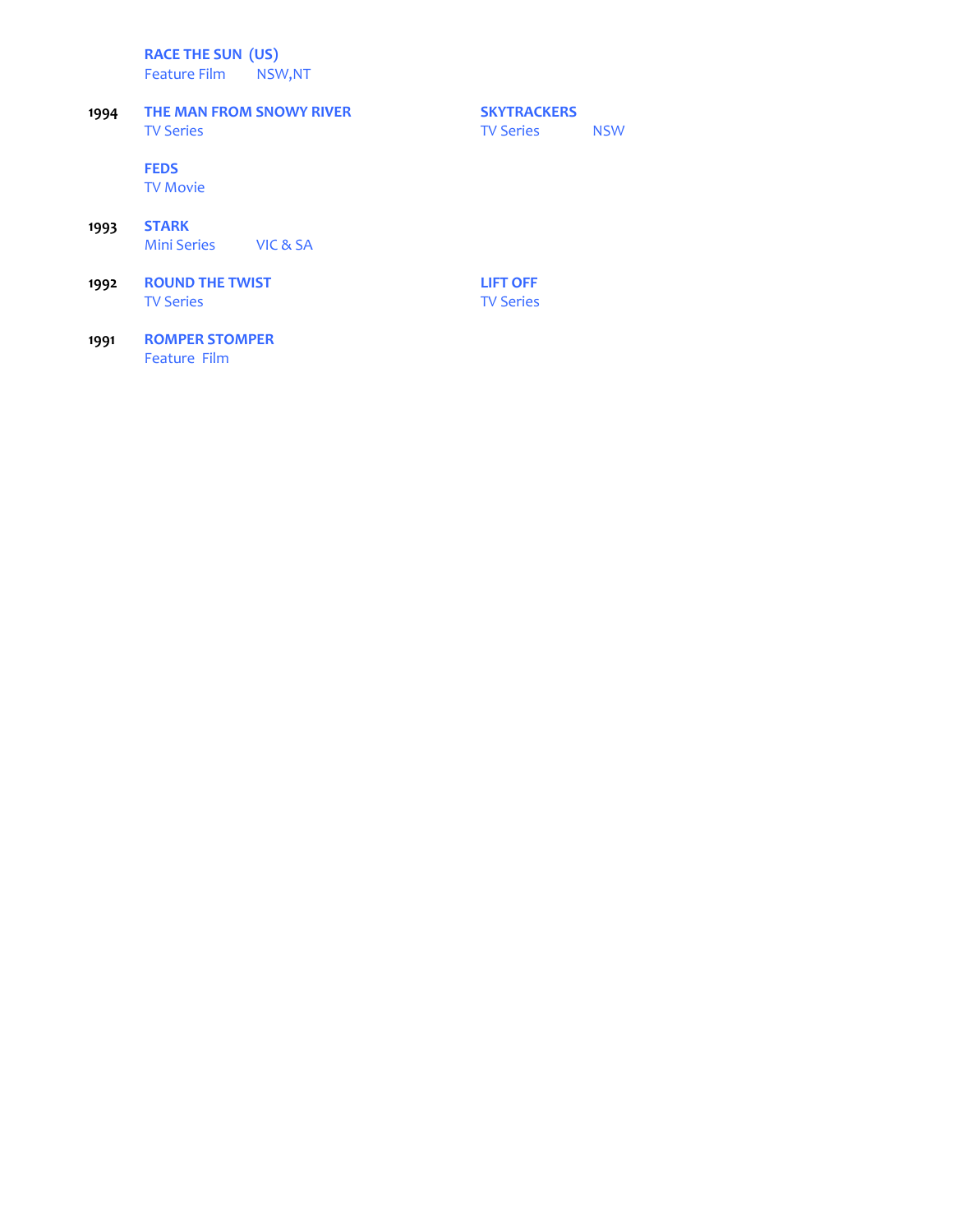**RACE THE SUN (US)**
Feature Film NSW,NT

**1994**

**THE MAN FROM SNOWY RIVER**
TV Series

**SKYTRACKERS**
TV Series NSW

**FEDS**
TV Movie

**1993**

**STARK**
Mini Series VIC & SA

**1992**

**ROUND THE TWIST**
TV Series

**LIFT OFF**
TV Series

**1991**

**ROMPER STOMPER**
Feature Film